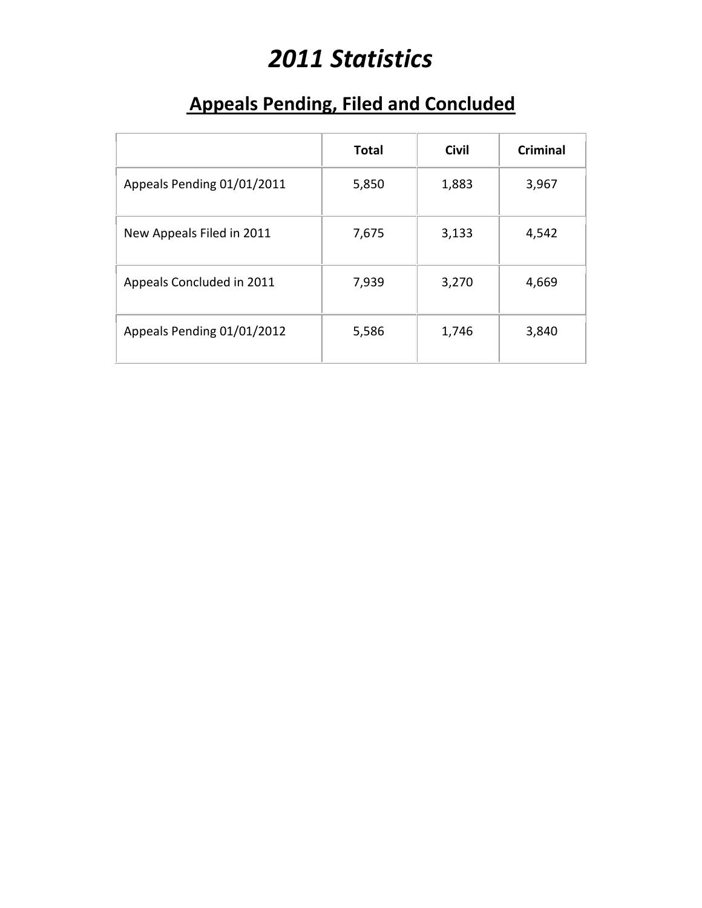# *2011 Statistics*

## Appeals Pending, Filed and Concluded

| | Total | Civil | Criminal |
|---|---|---|---|
| Appeals Pending 01/01/2011 | 5,850 | 1,883 | 3,967 |
| New Appeals Filed in 2011 | 7,675 | 3,133 | 4,542 |
| Appeals Concluded in 2011 | 7,939 | 3,270 | 4,669 |
| Appeals Pending 01/01/2012 | 5,586 | 1,746 | 3,840 |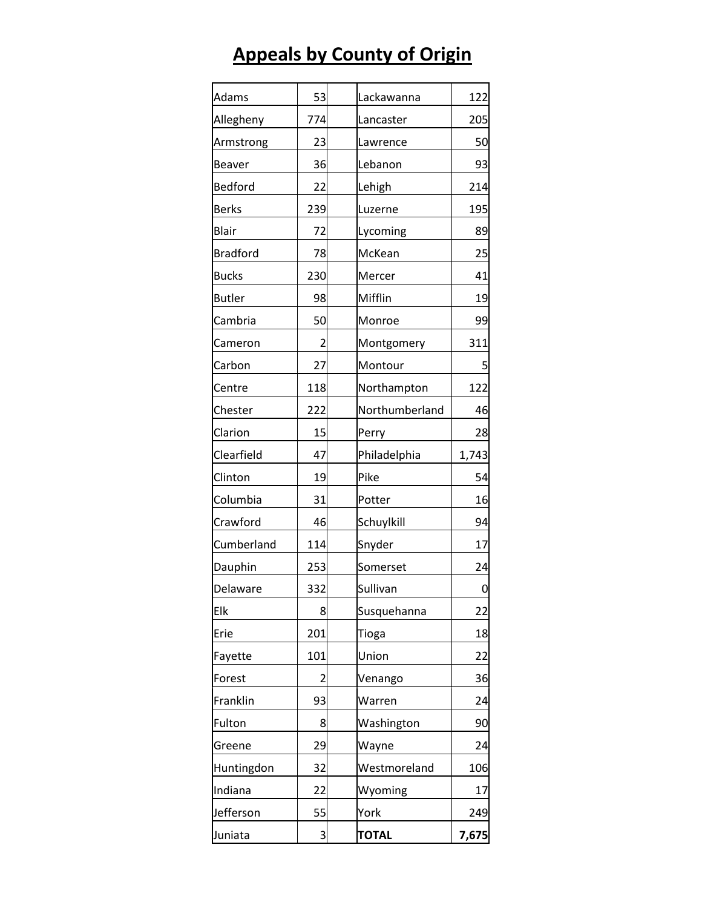# Appeals by County of Origin

| County | Appeals | | County | Appeals |
|---|---|---|---|---|
| Adams | 53 | | Lackawanna | 122 |
| Allegheny | 774 | | Lancaster | 205 |
| Armstrong | 23 | | Lawrence | 50 |
| Beaver | 36 | | Lebanon | 93 |
| Bedford | 22 | | Lehigh | 214 |
| Berks | 239 | | Luzerne | 195 |
| Blair | 72 | | Lycoming | 89 |
| Bradford | 78 | | McKean | 25 |
| Bucks | 230 | | Mercer | 41 |
| Butler | 98 | | Mifflin | 19 |
| Cambria | 50 | | Monroe | 99 |
| Cameron | 2 | | Montgomery | 311 |
| Carbon | 27 | | Montour | 5 |
| Centre | 118 | | Northampton | 122 |
| Chester | 222 | | Northumberland | 46 |
| Clarion | 15 | | Perry | 28 |
| Clearfield | 47 | | Philadelphia | 1,743 |
| Clinton | 19 | | Pike | 54 |
| Columbia | 31 | | Potter | 16 |
| Crawford | 46 | | Schuylkill | 94 |
| Cumberland | 114 | | Snyder | 17 |
| Dauphin | 253 | | Somerset | 24 |
| Delaware | 332 | | Sullivan | 0 |
| Elk | 8 | | Susquehanna | 22 |
| Erie | 201 | | Tioga | 18 |
| Fayette | 101 | | Union | 22 |
| Forest | 2 | | Venango | 36 |
| Franklin | 93 | | Warren | 24 |
| Fulton | 8 | | Washington | 90 |
| Greene | 29 | | Wayne | 24 |
| Huntingdon | 32 | | Westmoreland | 106 |
| Indiana | 22 | | Wyoming | 17 |
| Jefferson | 55 | | York | 249 |
| Juniata | 3 | | **TOTAL** | **7,675** |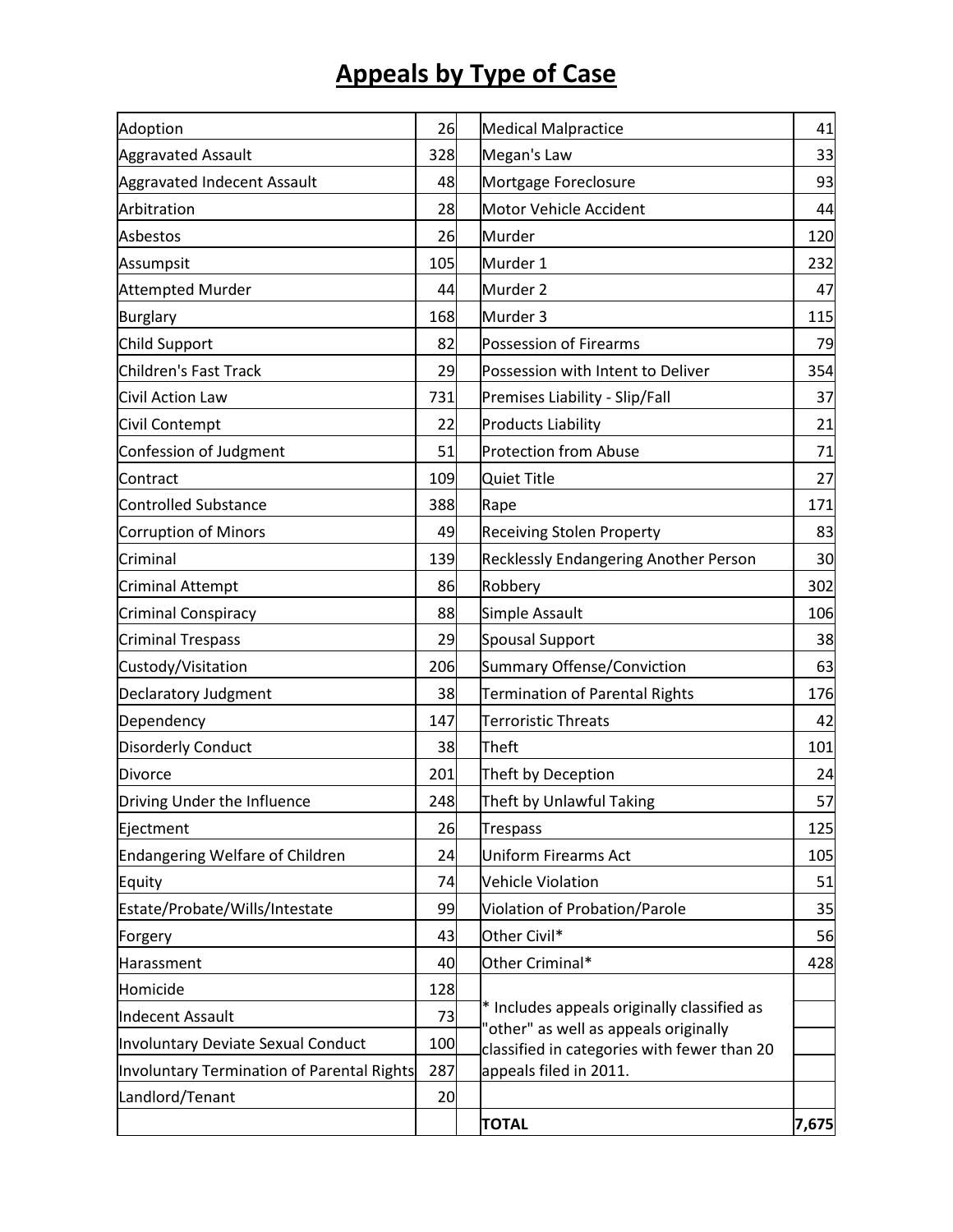# Appeals by Type of Case

| Type of Case | Appeals | | Type of Case | Appeals |
|---|---|---|---|---|
| Adoption | 26 | | Medical Malpractice | 41 |
| Aggravated Assault | 328 | | Megan's Law | 33 |
| Aggravated Indecent Assault | 48 | | Mortgage Foreclosure | 93 |
| Arbitration | 28 | | Motor Vehicle Accident | 44 |
| Asbestos | 26 | | Murder | 120 |
| Assumpsit | 105 | | Murder 1 | 232 |
| Attempted Murder | 44 | | Murder 2 | 47 |
| Burglary | 168 | | Murder 3 | 115 |
| Child Support | 82 | | Possession of Firearms | 79 |
| Children's Fast Track | 29 | | Possession with Intent to Deliver | 354 |
| Civil Action Law | 731 | | Premises Liability - Slip/Fall | 37 |
| Civil Contempt | 22 | | Products Liability | 21 |
| Confession of Judgment | 51 | | Protection from Abuse | 71 |
| Contract | 109 | | Quiet Title | 27 |
| Controlled Substance | 388 | | Rape | 171 |
| Corruption of Minors | 49 | | Receiving Stolen Property | 83 |
| Criminal | 139 | | Recklessly Endangering Another Person | 30 |
| Criminal Attempt | 86 | | Robbery | 302 |
| Criminal Conspiracy | 88 | | Simple Assault | 106 |
| Criminal Trespass | 29 | | Spousal Support | 38 |
| Custody/Visitation | 206 | | Summary Offense/Conviction | 63 |
| Declaratory Judgment | 38 | | Termination of Parental Rights | 176 |
| Dependency | 147 | | Terroristic Threats | 42 |
| Disorderly Conduct | 38 | | Theft | 101 |
| Divorce | 201 | | Theft by Deception | 24 |
| Driving Under the Influence | 248 | | Theft by Unlawful Taking | 57 |
| Ejectment | 26 | | Trespass | 125 |
| Endangering Welfare of Children | 24 | | Uniform Firearms Act | 105 |
| Equity | 74 | | Vehicle Violation | 51 |
| Estate/Probate/Wills/Intestate | 99 | | Violation of Probation/Parole | 35 |
| Forgery | 43 | | Other Civil* | 56 |
| Harassment | 40 | | Other Criminal* | 428 |
| Homicide | 128 | | | |
| Indecent Assault | 73 | | * Includes appeals originally classified as "other" as well as appeals originally classified in categories with fewer than 20 appeals filed in 2011. | |
| Involuntary Deviate Sexual Conduct | 100 | | | |
| Involuntary Termination of Parental Rights | 287 | | | |
| Landlord/Tenant | 20 | | | |
| | | | **TOTAL** | **7,675** |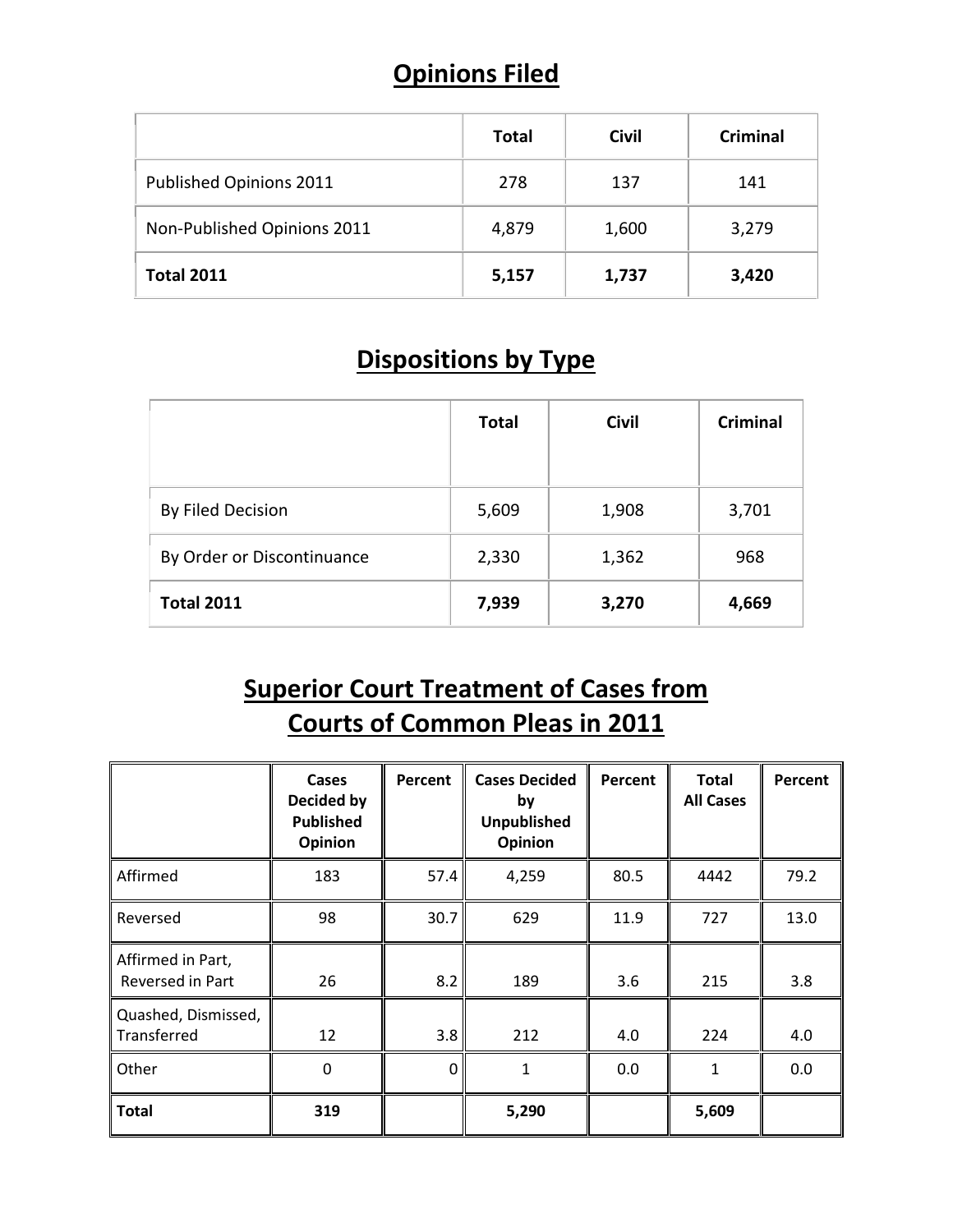## Opinions Filed

| | Total | Civil | Criminal |
|---|---|---|---|
| Published Opinions 2011 | 278 | 137 | 141 |
| Non-Published Opinions 2011 | 4,879 | 1,600 | 3,279 |
| **Total 2011** | **5,157** | **1,737** | **3,420** |

## Dispositions by Type

| | Total | Civil | Criminal |
|---|---|---|---|
| By Filed Decision | 5,609 | 1,908 | 3,701 |
| By Order or Discontinuance | 2,330 | 1,362 | 968 |
| **Total 2011** | **7,939** | **3,270** | **4,669** |

## Superior Court Treatment of Cases from Courts of Common Pleas in 2011

| | Cases Decided by Published Opinion | Percent | Cases Decided by Unpublished Opinion | Percent | Total All Cases | Percent |
|---|---|---|---|---|---|---|
| Affirmed | 183 | 57.4 | 4,259 | 80.5 | 4442 | 79.2 |
| Reversed | 98 | 30.7 | 629 | 11.9 | 727 | 13.0 |
| Affirmed in Part, Reversed in Part | 26 | 8.2 | 189 | 3.6 | 215 | 3.8 |
| Quashed, Dismissed, Transferred | 12 | 3.8 | 212 | 4.0 | 224 | 4.0 |
| Other | 0 | 0 | 1 | 0.0 | 1 | 0.0 |
| **Total** | **319** | | **5,290** | | **5,609** | |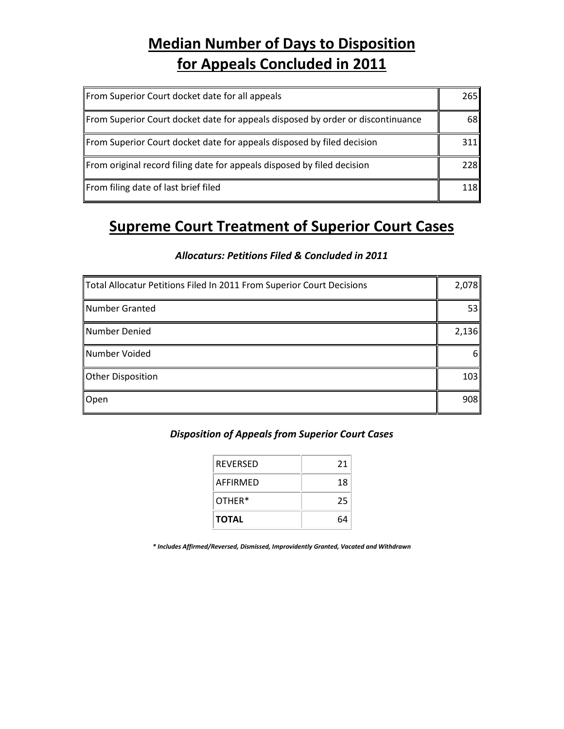# Median Number of Days to Disposition for Appeals Concluded in 2011

| | |
|---|---|
| From Superior Court docket date for all appeals | 265 |
| From Superior Court docket date for appeals disposed by order or discontinuance | 68 |
| From Superior Court docket date for appeals disposed by filed decision | 311 |
| From original record filing date for appeals disposed by filed decision | 228 |
| From filing date of last brief filed | 118 |

# Supreme Court Treatment of Superior Court Cases

### *Allocaturs: Petitions Filed & Concluded in 2011*

| | |
|---|---|
| Total Allocatur Petitions Filed In 2011 From Superior Court Decisions | 2,078 |
| Number Granted | 53 |
| Number Denied | 2,136 |
| Number Voided | 6 |
| Other Disposition | 103 |
| Open | 908 |

### *Disposition of Appeals from Superior Court Cases*

| | |
|---|---|
| REVERSED | 21 |
| AFFIRMED | 18 |
| OTHER* | 25 |
| **TOTAL** | 64 |

***\* Includes Affirmed/Reversed, Dismissed, Improvidently Granted, Vacated and Withdrawn***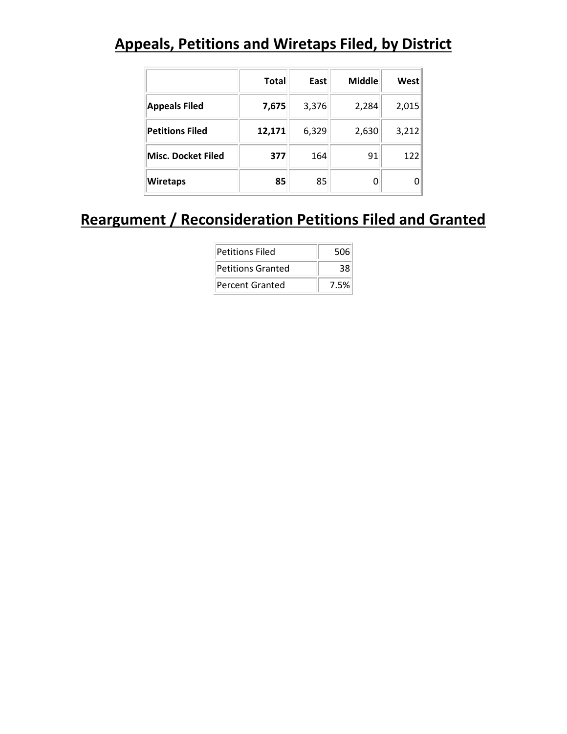# Appeals, Petitions and Wiretaps Filed, by District

| | Total | East | Middle | West |
|---|---|---|---|---|
| **Appeals Filed** | **7,675** | 3,376 | 2,284 | 2,015 |
| **Petitions Filed** | **12,171** | 6,329 | 2,630 | 3,212 |
| **Misc. Docket Filed** | **377** | 164 | 91 | 122 |
| **Wiretaps** | **85** | 85 | 0 | 0 |

# Reargument / Reconsideration Petitions Filed and Granted

| | |
|---|---|
| Petitions Filed | 506 |
| Petitions Granted | 38 |
| Percent Granted | 7.5% |